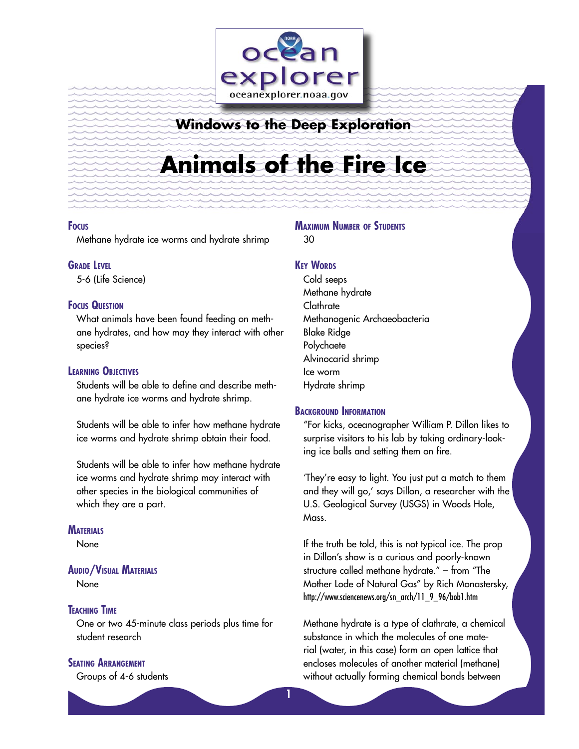ocean explorer

oceanexplorer.noaa.gov

## Windows to the Deep Exploration

# Animals of the Fire Ice

### Focus

Methane hydrate ice worms and hydrate shrimp

### Grade Level

5-6 (Life Science)

### Focus Question

What animals have been found feeding on methane hydrates, and how may they interact with other species?

### Learning Objectives

Students will be able to define and describe methane hydrate ice worms and hydrate shrimp.

Students will be able to infer how methane hydrate ice worms and hydrate shrimp obtain their food.

Students will be able to infer how methane hydrate ice worms and hydrate shrimp may interact with other species in the biological communities of which they are a part.

### Materials

None

### Audio/Visual Materials

None

### Teaching Time

One or two 45-minute class periods plus time for student research

### Seating Arrangement

Groups of 4-6 students

### Maximum Number of Students

30

### Key Words

Cold seeps
Methane hydrate
Clathrate
Methanogenic Archaeobacteria
Blake Ridge
Polychaete
Alvinocarid shrimp
Ice worm
Hydrate shrimp

### Background Information

"For kicks, oceanographer William P. Dillon likes to surprise visitors to his lab by taking ordinary-looking ice balls and setting them on fire.

'They're easy to light. You just put a match to them and they will go,' says Dillon, a researcher with the U.S. Geological Survey (USGS) in Woods Hole, Mass.

If the truth be told, this is not typical ice. The prop in Dillon's show is a curious and poorly-known structure called methane hydrate." – from "The Mother Lode of Natural Gas" by Rich Monastersky, http://www.sciencenews.org/sn_arch/11_9_96/bob1.htm

Methane hydrate is a type of clathrate, a chemical substance in which the molecules of one material (water, in this case) form an open lattice that encloses molecules of another material (methane) without actually forming chemical bonds between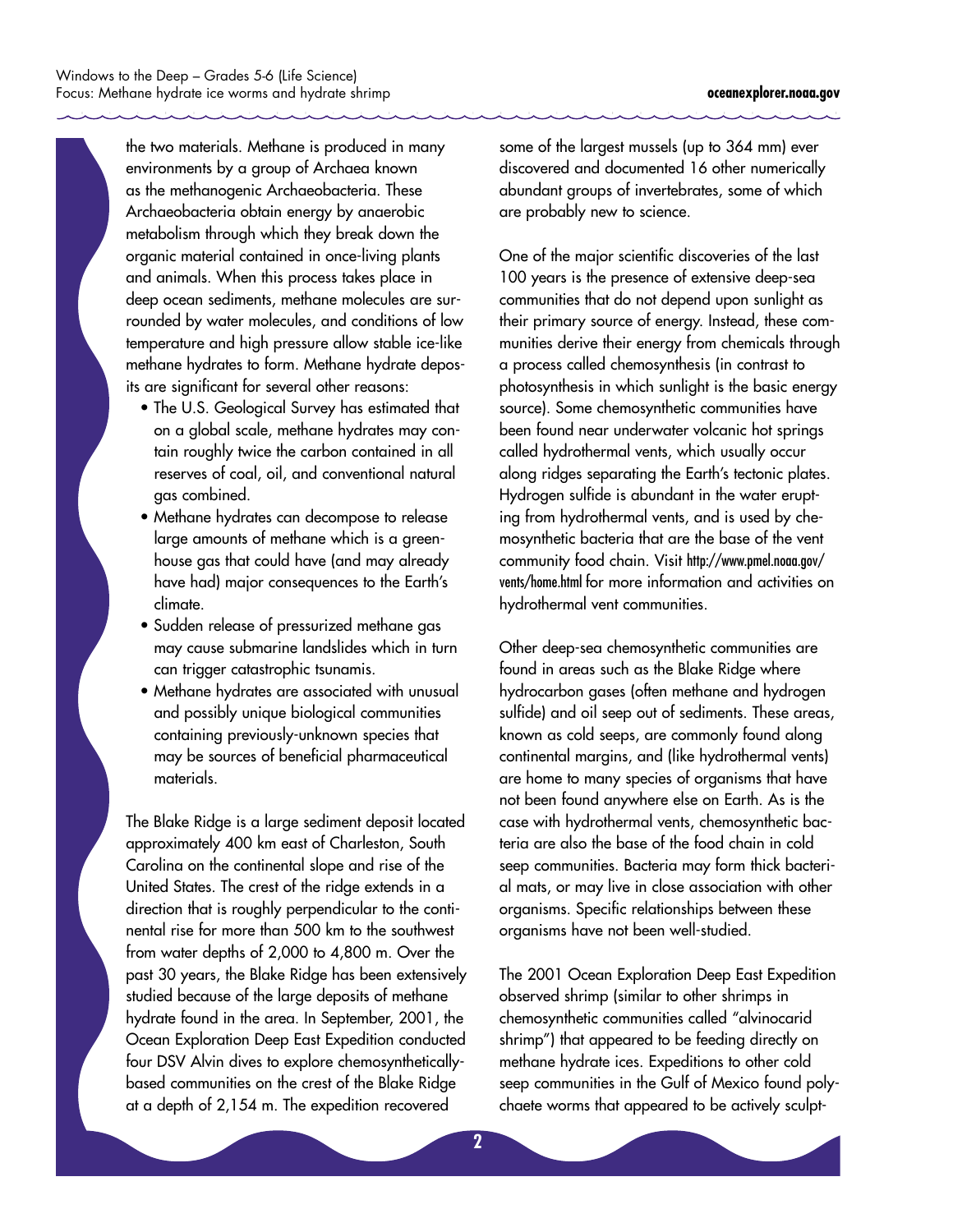the two materials. Methane is produced in many environments by a group of Archaea known as the methanogenic Archaeobacteria. These Archaeobacteria obtain energy by anaerobic metabolism through which they break down the organic material contained in once-living plants and animals. When this process takes place in deep ocean sediments, methane molecules are surrounded by water molecules, and conditions of low temperature and high pressure allow stable ice-like methane hydrates to form. Methane hydrate deposits are significant for several other reasons:

- The U.S. Geological Survey has estimated that on a global scale, methane hydrates may contain roughly twice the carbon contained in all reserves of coal, oil, and conventional natural gas combined.
- Methane hydrates can decompose to release large amounts of methane which is a greenhouse gas that could have (and may already have had) major consequences to the Earth's climate.
- Sudden release of pressurized methane gas may cause submarine landslides which in turn can trigger catastrophic tsunamis.
- Methane hydrates are associated with unusual and possibly unique biological communities containing previously-unknown species that may be sources of beneficial pharmaceutical materials.

The Blake Ridge is a large sediment deposit located approximately 400 km east of Charleston, South Carolina on the continental slope and rise of the United States. The crest of the ridge extends in a direction that is roughly perpendicular to the continental rise for more than 500 km to the southwest from water depths of 2,000 to 4,800 m. Over the past 30 years, the Blake Ridge has been extensively studied because of the large deposits of methane hydrate found in the area. In September, 2001, the Ocean Exploration Deep East Expedition conducted four DSV Alvin dives to explore chemosynthetically-based communities on the crest of the Blake Ridge at a depth of 2,154 m. The expedition recovered some of the largest mussels (up to 364 mm) ever discovered and documented 16 other numerically abundant groups of invertebrates, some of which are probably new to science.

One of the major scientific discoveries of the last 100 years is the presence of extensive deep-sea communities that do not depend upon sunlight as their primary source of energy. Instead, these communities derive their energy from chemicals through a process called chemosynthesis (in contrast to photosynthesis in which sunlight is the basic energy source). Some chemosynthetic communities have been found near underwater volcanic hot springs called hydrothermal vents, which usually occur along ridges separating the Earth's tectonic plates. Hydrogen sulfide is abundant in the water erupting from hydrothermal vents, and is used by chemosynthetic bacteria that are the base of the vent community food chain. Visit http://www.pmel.noaa.gov/vents/home.html for more information and activities on hydrothermal vent communities.

Other deep-sea chemosynthetic communities are found in areas such as the Blake Ridge where hydrocarbon gases (often methane and hydrogen sulfide) and oil seep out of sediments. These areas, known as cold seeps, are commonly found along continental margins, and (like hydrothermal vents) are home to many species of organisms that have not been found anywhere else on Earth. As is the case with hydrothermal vents, chemosynthetic bacteria are also the base of the food chain in cold seep communities. Bacteria may form thick bacterial mats, or may live in close association with other organisms. Specific relationships between these organisms have not been well-studied.

The 2001 Ocean Exploration Deep East Expedition observed shrimp (similar to other shrimps in chemosynthetic communities called "alvinocarid shrimp") that appeared to be feeding directly on methane hydrate ices. Expeditions to other cold seep communities in the Gulf of Mexico found polychaete worms that appeared to be actively sculpt-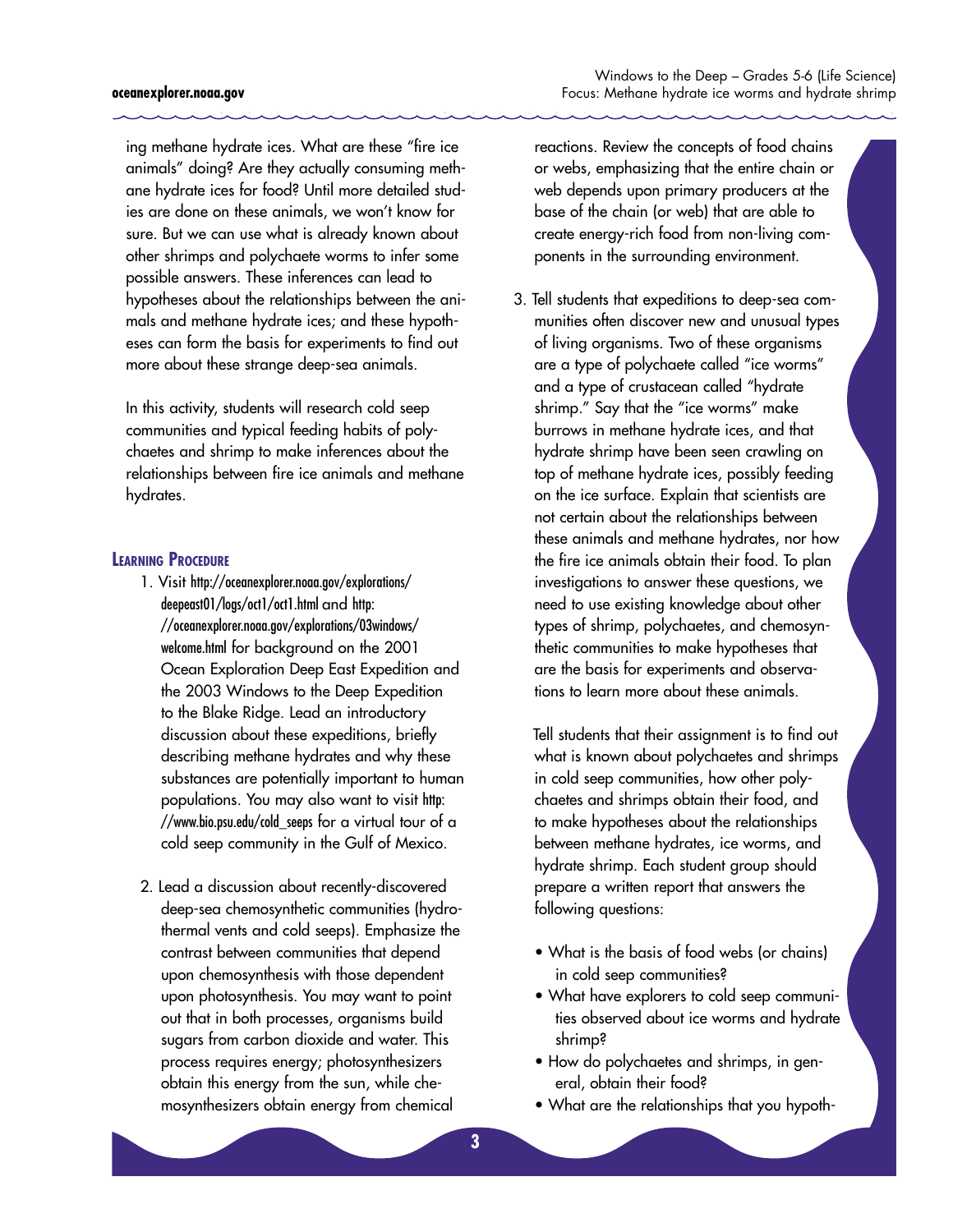ing methane hydrate ices. What are these "fire ice animals" doing? Are they actually consuming methane hydrate ices for food? Until more detailed studies are done on these animals, we won't know for sure. But we can use what is already known about other shrimps and polychaete worms to infer some possible answers. These inferences can lead to hypotheses about the relationships between the animals and methane hydrate ices; and these hypotheses can form the basis for experiments to find out more about these strange deep-sea animals.

In this activity, students will research cold seep communities and typical feeding habits of polychaetes and shrimp to make inferences about the relationships between fire ice animals and methane hydrates.

## Learning Procedure

1. Visit http://oceanexplorer.noaa.gov/explorations/deepeast01/logs/oct1/oct1.html and http://oceanexplorer.noaa.gov/explorations/03windows/welcome.html for background on the 2001 Ocean Exploration Deep East Expedition and the 2003 Windows to the Deep Expedition to the Blake Ridge. Lead an introductory discussion about these expeditions, briefly describing methane hydrates and why these substances are potentially important to human populations. You may also want to visit http://www.bio.psu.edu/cold_seeps for a virtual tour of a cold seep community in the Gulf of Mexico.

2. Lead a discussion about recently-discovered deep-sea chemosynthetic communities (hydrothermal vents and cold seeps). Emphasize the contrast between communities that depend upon chemosynthesis with those dependent upon photosynthesis. You may want to point out that in both processes, organisms build sugars from carbon dioxide and water. This process requires energy; photosynthesizers obtain this energy from the sun, while chemosynthesizers obtain energy from chemical reactions. Review the concepts of food chains or webs, emphasizing that the entire chain or web depends upon primary producers at the base of the chain (or web) that are able to create energy-rich food from non-living components in the surrounding environment.

3. Tell students that expeditions to deep-sea communities often discover new and unusual types of living organisms. Two of these organisms are a type of polychaete called "ice worms" and a type of crustacean called "hydrate shrimp." Say that the "ice worms" make burrows in methane hydrate ices, and that hydrate shrimp have been seen crawling on top of methane hydrate ices, possibly feeding on the ice surface. Explain that scientists are not certain about the relationships between these animals and methane hydrates, nor how the fire ice animals obtain their food. To plan investigations to answer these questions, we need to use existing knowledge about other types of shrimp, polychaetes, and chemosynthetic communities to make hypotheses that are the basis for experiments and observations to learn more about these animals.

   Tell students that their assignment is to find out what is known about polychaetes and shrimps in cold seep communities, how other polychaetes and shrimps obtain their food, and to make hypotheses about the relationships between methane hydrates, ice worms, and hydrate shrimp. Each student group should prepare a written report that answers the following questions:

   - What is the basis of food webs (or chains) in cold seep communities?
   - What have explorers to cold seep communities observed about ice worms and hydrate shrimp?
   - How do polychaetes and shrimps, in general, obtain their food?
   - What are the relationships that you hypoth-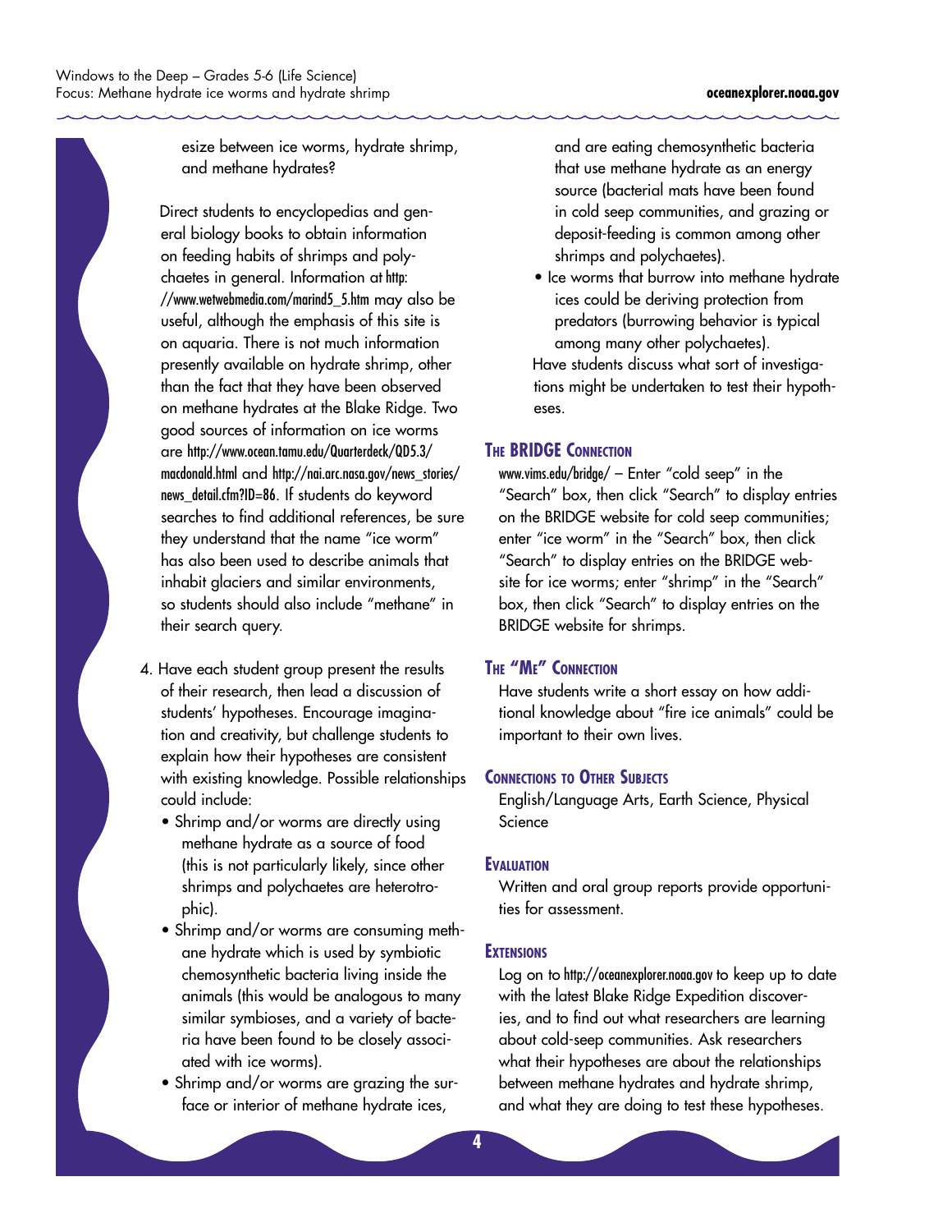esize between ice worms, hydrate shrimp, and methane hydrates?

Direct students to encyclopedias and general biology books to obtain information on feeding habits of shrimps and polychaetes in general. Information at http://www.wetwebmedia.com/marind5_5.htm may also be useful, although the emphasis of this site is on aquaria. There is not much information presently available on hydrate shrimp, other than the fact that they have been observed on methane hydrates at the Blake Ridge. Two good sources of information on ice worms are http://www.ocean.tamu.edu/Quarterdeck/QD5.3/macdonald.html and http://nai.arc.nasa.gov/news_stories/news_detail.cfm?ID=86. If students do keyword searches to find additional references, be sure they understand that the name "ice worm" has also been used to describe animals that inhabit glaciers and similar environments, so students should also include "methane" in their search query.

4. Have each student group present the results of their research, then lead a discussion of students' hypotheses. Encourage imagination and creativity, but challenge students to explain how their hypotheses are consistent with existing knowledge. Possible relationships could include:
   - Shrimp and/or worms are directly using methane hydrate as a source of food (this is not particularly likely, since other shrimps and polychaetes are heterotrophic).
   - Shrimp and/or worms are consuming methane hydrate which is used by symbiotic chemosynthetic bacteria living inside the animals (this would be analogous to many similar symbioses, and a variety of bacteria have been found to be closely associated with ice worms).
   - Shrimp and/or worms are grazing the surface or interior of methane hydrate ices, and are eating chemosynthetic bacteria that use methane hydrate as an energy source (bacterial mats have been found in cold seep communities, and grazing or deposit-feeding is common among other shrimps and polychaetes).
   - Ice worms that burrow into methane hydrate ices could be deriving protection from predators (burrowing behavior is typical among many other polychaetes).

   Have students discuss what sort of investigations might be undertaken to test their hypotheses.

## The BRIDGE Connection

www.vims.edu/bridge/ – Enter "cold seep" in the "Search" box, then click "Search" to display entries on the BRIDGE website for cold seep communities; enter "ice worm" in the "Search" box, then click "Search" to display entries on the BRIDGE website for ice worms; enter "shrimp" in the "Search" box, then click "Search" to display entries on the BRIDGE website for shrimps.

## The "Me" Connection

Have students write a short essay on how additional knowledge about "fire ice animals" could be important to their own lives.

## Connections to Other Subjects

English/Language Arts, Earth Science, Physical Science

## Evaluation

Written and oral group reports provide opportunities for assessment.

## Extensions

Log on to http://oceanexplorer.noaa.gov to keep up to date with the latest Blake Ridge Expedition discoveries, and to find out what researchers are learning about cold-seep communities. Ask researchers what their hypotheses are about the relationships between methane hydrates and hydrate shrimp, and what they are doing to test these hypotheses.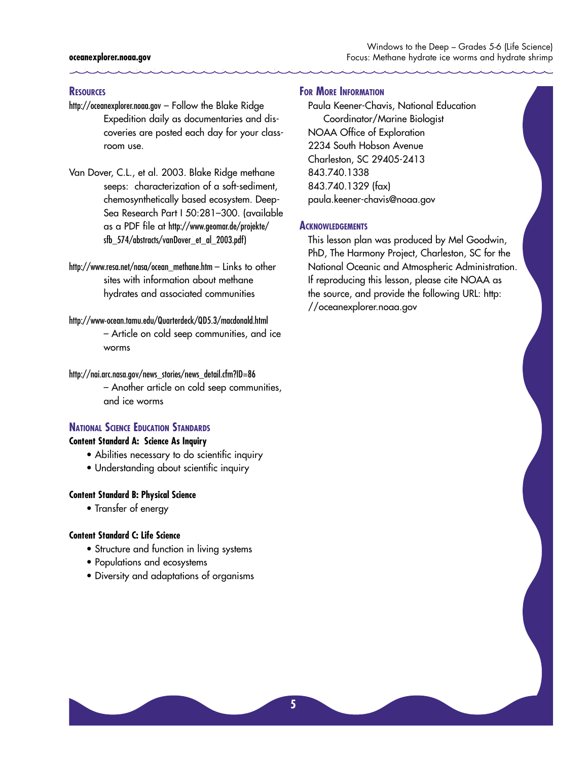## Resources

http://oceanexplorer.noaa.gov – Follow the Blake Ridge Expedition daily as documentaries and discoveries are posted each day for your classroom use.

Van Dover, C.L., et al. 2003. Blake Ridge methane seeps: characterization of a soft-sediment, chemosynthetically based ecosystem. Deep-Sea Research Part I 50:281–300. (available as a PDF file at http://www.geomar.de/projekte/sfb_574/abstracts/vanDover_et_al_2003.pdf)

http://www.resa.net/nasa/ocean_methane.htm – Links to other sites with information about methane hydrates and associated communities

http://www-ocean.tamu.edu/Quarterdeck/QD5.3/macdonald.html – Article on cold seep communities, and ice worms

http://nai.arc.nasa.gov/news_stories/news_detail.cfm?ID=86 – Another article on cold seep communities, and ice worms

## National Science Education Standards

**Content Standard A: Science As Inquiry**

- Abilities necessary to do scientific inquiry
- Understanding about scientific inquiry

**Content Standard B: Physical Science**

- Transfer of energy

**Content Standard C: Life Science**

- Structure and function in living systems
- Populations and ecosystems
- Diversity and adaptations of organisms

## For More Information

Paula Keener-Chavis, National Education Coordinator/Marine Biologist
NOAA Office of Exploration
2234 South Hobson Avenue
Charleston, SC 29405-2413
843.740.1338
843.740.1329 (fax)
paula.keener-chavis@noaa.gov

## Acknowledgements

This lesson plan was produced by Mel Goodwin, PhD, The Harmony Project, Charleston, SC for the National Oceanic and Atmospheric Administration. If reproducing this lesson, please cite NOAA as the source, and provide the following URL: http://oceanexplorer.noaa.gov